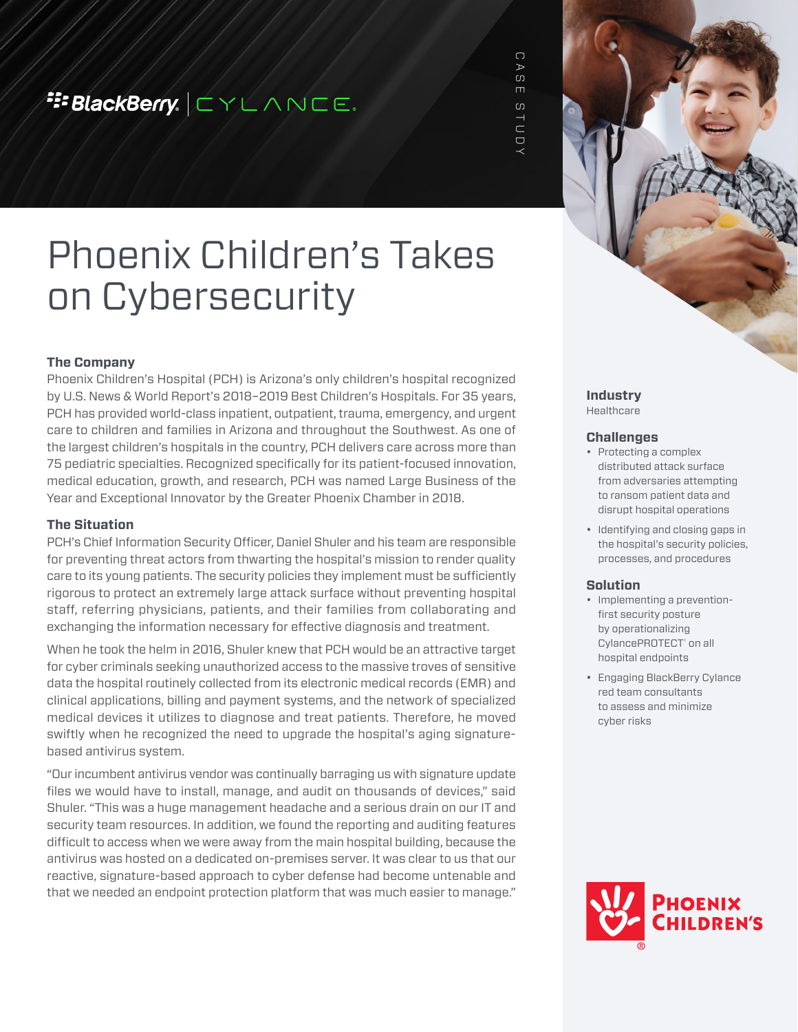CASE STUDY

# Phoenix Children's Takes on Cybersecurity

### The Company

Phoenix Children's Hospital (PCH) is Arizona's only children's hospital recognized by U.S. News & World Report's 2018–2019 Best Children's Hospitals. For 35 years, PCH has provided world-class inpatient, outpatient, trauma, emergency, and urgent care to children and families in Arizona and throughout the Southwest. As one of the largest children's hospitals in the country, PCH delivers care across more than 75 pediatric specialties. Recognized specifically for its patient-focused innovation, medical education, growth, and research, PCH was named Large Business of the Year and Exceptional Innovator by the Greater Phoenix Chamber in 2018.

### The Situation

PCH's Chief Information Security Officer, Daniel Shuler and his team are responsible for preventing threat actors from thwarting the hospital's mission to render quality care to its young patients. The security policies they implement must be sufficiently rigorous to protect an extremely large attack surface without preventing hospital staff, referring physicians, patients, and their families from collaborating and exchanging the information necessary for effective diagnosis and treatment.

When he took the helm in 2016, Shuler knew that PCH would be an attractive target for cyber criminals seeking unauthorized access to the massive troves of sensitive data the hospital routinely collected from its electronic medical records (EMR) and clinical applications, billing and payment systems, and the network of specialized medical devices it utilizes to diagnose and treat patients. Therefore, he moved swiftly when he recognized the need to upgrade the hospital's aging signature-based antivirus system.

"Our incumbent antivirus vendor was continually barraging us with signature update files we would have to install, manage, and audit on thousands of devices," said Shuler. "This was a huge management headache and a serious drain on our IT and security team resources. In addition, we found the reporting and auditing features difficult to access when we were away from the main hospital building, because the antivirus was hosted on a dedicated on-premises server. It was clear to us that our reactive, signature-based approach to cyber defense had become untenable and that we needed an endpoint protection platform that was much easier to manage."

### Industry

Healthcare

### Challenges

- Protecting a complex distributed attack surface from adversaries attempting to ransom patient data and disrupt hospital operations
- Identifying and closing gaps in the hospital's security policies, processes, and procedures

### Solution

- Implementing a prevention-first security posture by operationalizing CylancePROTECT® on all hospital endpoints
- Engaging BlackBerry Cylance red team consultants to assess and minimize cyber risks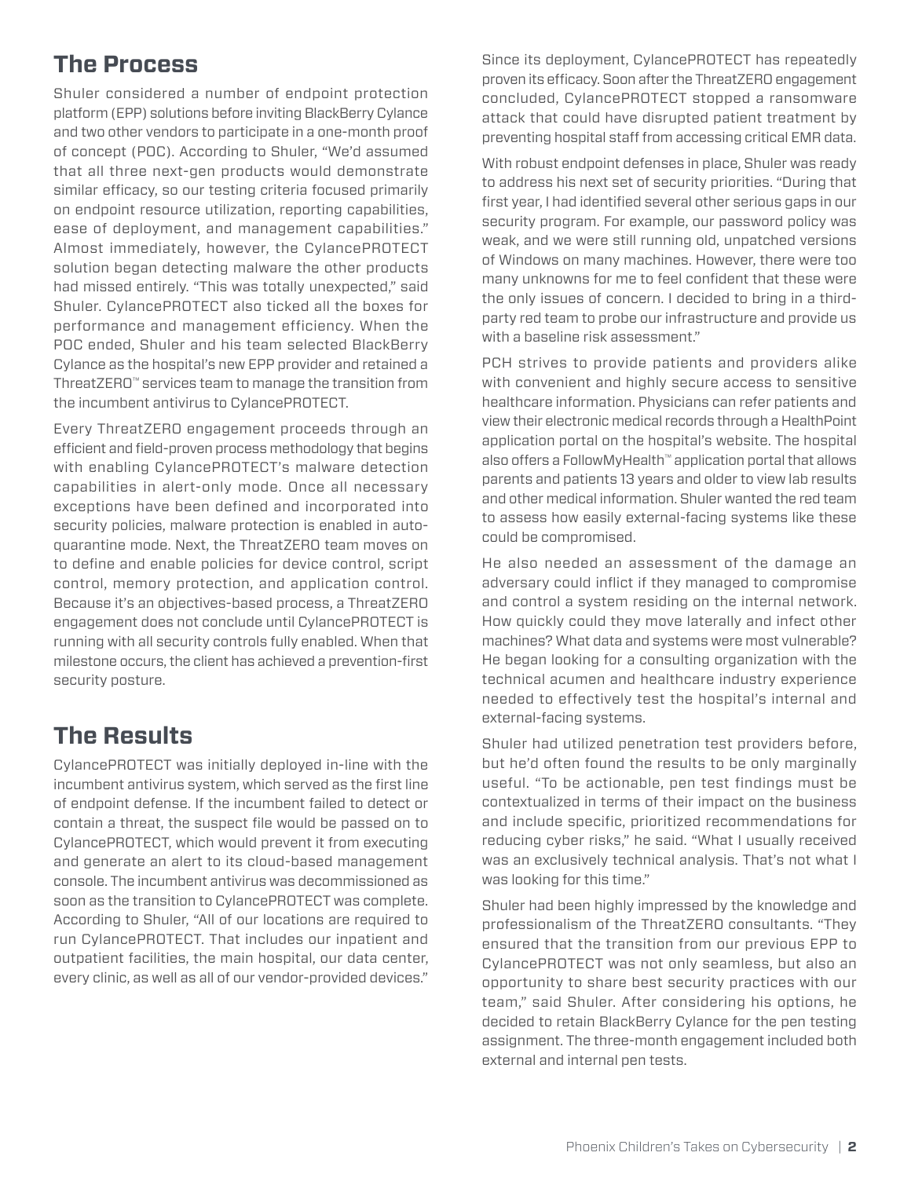## The Process

Shuler considered a number of endpoint protection platform (EPP) solutions before inviting BlackBerry Cylance and two other vendors to participate in a one-month proof of concept (POC). According to Shuler, "We'd assumed that all three next-gen products would demonstrate similar efficacy, so our testing criteria focused primarily on endpoint resource utilization, reporting capabilities, ease of deployment, and management capabilities." Almost immediately, however, the CylancePROTECT solution began detecting malware the other products had missed entirely. "This was totally unexpected," said Shuler. CylancePROTECT also ticked all the boxes for performance and management efficiency. When the POC ended, Shuler and his team selected BlackBerry Cylance as the hospital's new EPP provider and retained a ThreatZERO™ services team to manage the transition from the incumbent antivirus to CylancePROTECT.

Every ThreatZERO engagement proceeds through an efficient and field-proven process methodology that begins with enabling CylancePROTECT's malware detection capabilities in alert-only mode. Once all necessary exceptions have been defined and incorporated into security policies, malware protection is enabled in auto-quarantine mode. Next, the ThreatZERO team moves on to define and enable policies for device control, script control, memory protection, and application control. Because it's an objectives-based process, a ThreatZERO engagement does not conclude until CylancePROTECT is running with all security controls fully enabled. When that milestone occurs, the client has achieved a prevention-first security posture.

## The Results

CylancePROTECT was initially deployed in-line with the incumbent antivirus system, which served as the first line of endpoint defense. If the incumbent failed to detect or contain a threat, the suspect file would be passed on to CylancePROTECT, which would prevent it from executing and generate an alert to its cloud-based management console. The incumbent antivirus was decommissioned as soon as the transition to CylancePROTECT was complete. According to Shuler, "All of our locations are required to run CylancePROTECT. That includes our inpatient and outpatient facilities, the main hospital, our data center, every clinic, as well as all of our vendor-provided devices."

Since its deployment, CylancePROTECT has repeatedly proven its efficacy. Soon after the ThreatZERO engagement concluded, CylancePROTECT stopped a ransomware attack that could have disrupted patient treatment by preventing hospital staff from accessing critical EMR data.

With robust endpoint defenses in place, Shuler was ready to address his next set of security priorities. "During that first year, I had identified several other serious gaps in our security program. For example, our password policy was weak, and we were still running old, unpatched versions of Windows on many machines. However, there were too many unknowns for me to feel confident that these were the only issues of concern. I decided to bring in a third-party red team to probe our infrastructure and provide us with a baseline risk assessment."

PCH strives to provide patients and providers alike with convenient and highly secure access to sensitive healthcare information. Physicians can refer patients and view their electronic medical records through a HealthPoint application portal on the hospital's website. The hospital also offers a FollowMyHealth™ application portal that allows parents and patients 13 years and older to view lab results and other medical information. Shuler wanted the red team to assess how easily external-facing systems like these could be compromised.

He also needed an assessment of the damage an adversary could inflict if they managed to compromise and control a system residing on the internal network. How quickly could they move laterally and infect other machines? What data and systems were most vulnerable? He began looking for a consulting organization with the technical acumen and healthcare industry experience needed to effectively test the hospital's internal and external-facing systems.

Shuler had utilized penetration test providers before, but he'd often found the results to be only marginally useful. "To be actionable, pen test findings must be contextualized in terms of their impact on the business and include specific, prioritized recommendations for reducing cyber risks," he said. "What I usually received was an exclusively technical analysis. That's not what I was looking for this time."

Shuler had been highly impressed by the knowledge and professionalism of the ThreatZERO consultants. "They ensured that the transition from our previous EPP to CylancePROTECT was not only seamless, but also an opportunity to share best security practices with our team," said Shuler. After considering his options, he decided to retain BlackBerry Cylance for the pen testing assignment. The three-month engagement included both external and internal pen tests.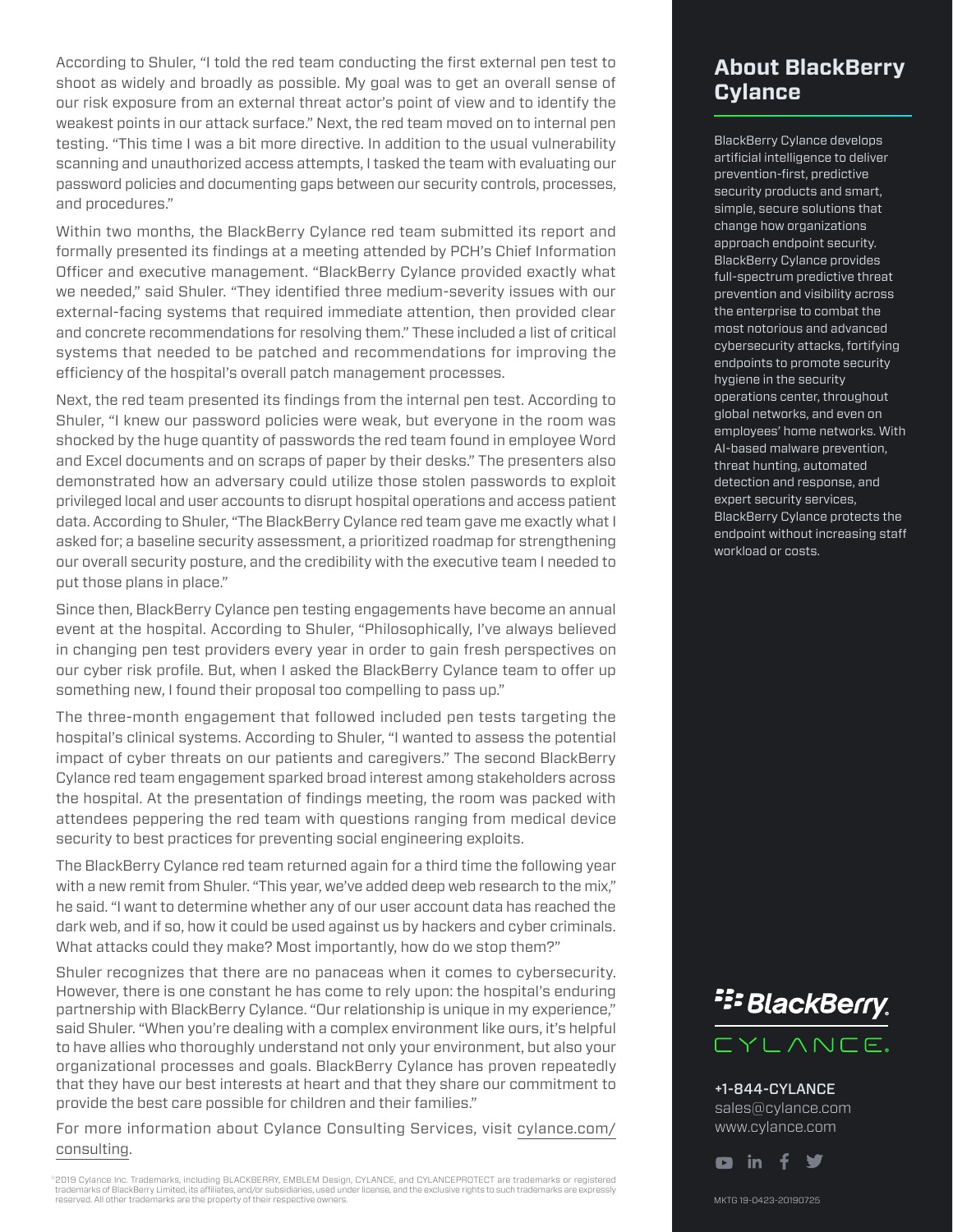According to Shuler, "I told the red team conducting the first external pen test to shoot as widely and broadly as possible. My goal was to get an overall sense of our risk exposure from an external threat actor's point of view and to identify the weakest points in our attack surface." Next, the red team moved on to internal pen testing. "This time I was a bit more directive. In addition to the usual vulnerability scanning and unauthorized access attempts, I tasked the team with evaluating our password policies and documenting gaps between our security controls, processes, and procedures."

Within two months, the BlackBerry Cylance red team submitted its report and formally presented its findings at a meeting attended by PCH's Chief Information Officer and executive management. "BlackBerry Cylance provided exactly what we needed," said Shuler. "They identified three medium-severity issues with our external-facing systems that required immediate attention, then provided clear and concrete recommendations for resolving them." These included a list of critical systems that needed to be patched and recommendations for improving the efficiency of the hospital's overall patch management processes.

Next, the red team presented its findings from the internal pen test. According to Shuler, "I knew our password policies were weak, but everyone in the room was shocked by the huge quantity of passwords the red team found in employee Word and Excel documents and on scraps of paper by their desks." The presenters also demonstrated how an adversary could utilize those stolen passwords to exploit privileged local and user accounts to disrupt hospital operations and access patient data. According to Shuler, "The BlackBerry Cylance red team gave me exactly what I asked for; a baseline security assessment, a prioritized roadmap for strengthening our overall security posture, and the credibility with the executive team I needed to put those plans in place."

Since then, BlackBerry Cylance pen testing engagements have become an annual event at the hospital. According to Shuler, "Philosophically, I've always believed in changing pen test providers every year in order to gain fresh perspectives on our cyber risk profile. But, when I asked the BlackBerry Cylance team to offer up something new, I found their proposal too compelling to pass up."

The three-month engagement that followed included pen tests targeting the hospital's clinical systems. According to Shuler, "I wanted to assess the potential impact of cyber threats on our patients and caregivers." The second BlackBerry Cylance red team engagement sparked broad interest among stakeholders across the hospital. At the presentation of findings meeting, the room was packed with attendees peppering the red team with questions ranging from medical device security to best practices for preventing social engineering exploits.

The BlackBerry Cylance red team returned again for a third time the following year with a new remit from Shuler. "This year, we've added deep web research to the mix," he said. "I want to determine whether any of our user account data has reached the dark web, and if so, how it could be used against us by hackers and cyber criminals. What attacks could they make? Most importantly, how do we stop them?"

Shuler recognizes that there are no panaceas when it comes to cybersecurity. However, there is one constant he has come to rely upon: the hospital's enduring partnership with BlackBerry Cylance. "Our relationship is unique in my experience," said Shuler. "When you're dealing with a complex environment like ours, it's helpful to have allies who thoroughly understand not only your environment, but also your organizational processes and goals. BlackBerry Cylance has proven repeatedly that they have our best interests at heart and that they share our commitment to provide the best care possible for children and their families."

For more information about Cylance Consulting Services, visit cylance.com/consulting.

## About BlackBerry Cylance

BlackBerry Cylance develops artificial intelligence to deliver prevention-first, predictive security products and smart, simple, secure solutions that change how organizations approach endpoint security. BlackBerry Cylance provides full-spectrum predictive threat prevention and visibility across the enterprise to combat the most notorious and advanced cybersecurity attacks, fortifying endpoints to promote security hygiene in the security operations center, throughout global networks, and even on employees' home networks. With AI-based malware prevention, threat hunting, automated detection and response, and expert security services, BlackBerry Cylance protects the endpoint without increasing staff workload or costs.

BlackBerry
CYLANCE.

+1-844-CYLANCE
sales@cylance.com
www.cylance.com

©2019 Cylance Inc. Trademarks, including BLACKBERRY, EMBLEM Design, CYLANCE, and CYLANCEPROTECT are trademarks or registered trademarks of BlackBerry Limited, its affiliates, and/or subsidiaries, used under license, and the exclusive rights to such trademarks are expressly reserved. All other trademarks are the property of their respective owners.

MKTG19-0423-20190725